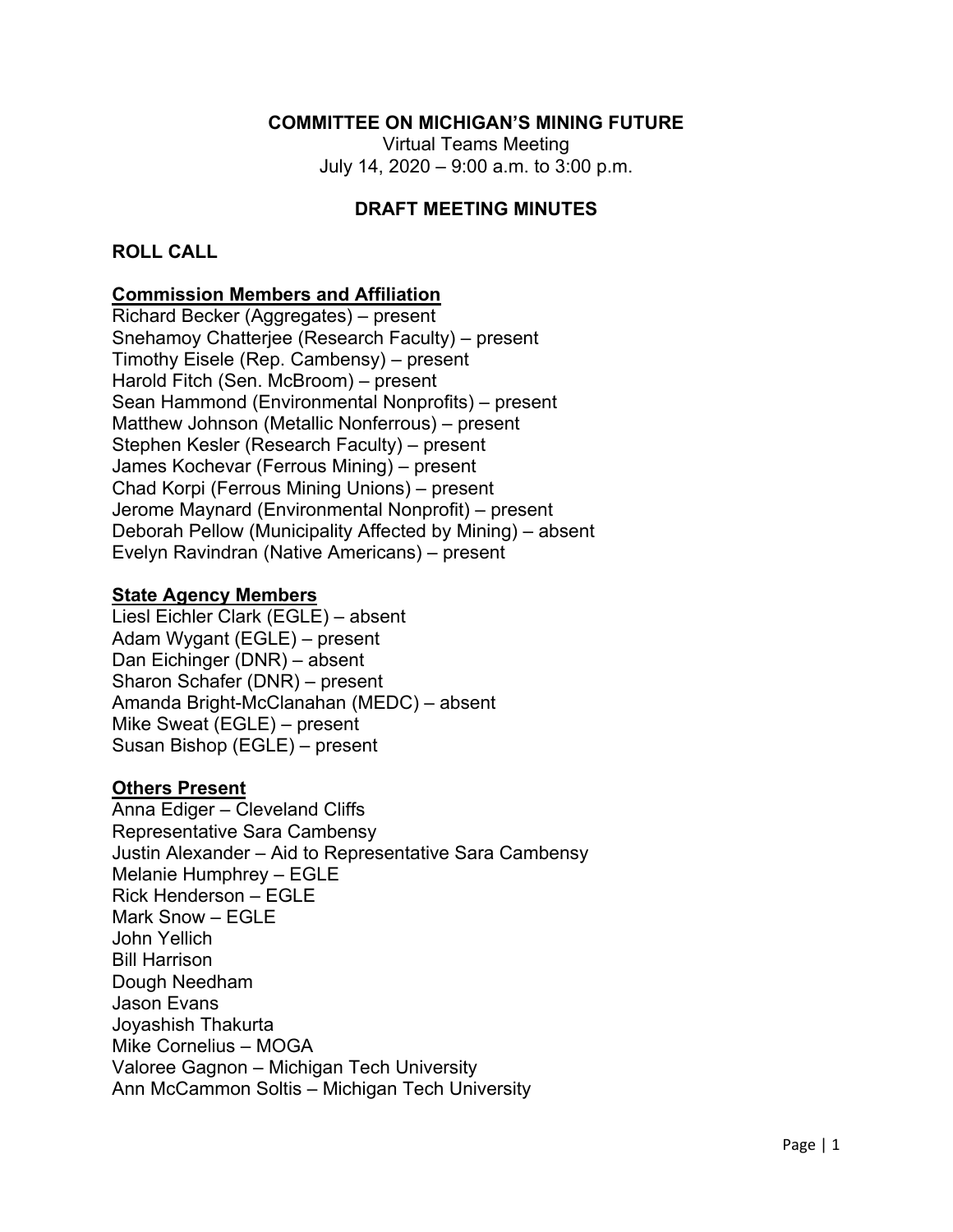**COMMITTEE ON MICHIGAN'S MINING FUTURE**

Virtual Teams Meeting
July 14, 2020 – 9:00 a.m. to 3:00 p.m.

## DRAFT MEETING MINUTES

## ROLL CALL

**Commission Members and Affiliation**

Richard Becker (Aggregates) – present
Snehamoy Chatterjee (Research Faculty) – present
Timothy Eisele (Rep. Cambensy) – present
Harold Fitch (Sen. McBroom) – present
Sean Hammond (Environmental Nonprofits) – present
Matthew Johnson (Metallic Nonferrous) – present
Stephen Kesler (Research Faculty) – present
James Kochevar (Ferrous Mining) – present
Chad Korpi (Ferrous Mining Unions) – present
Jerome Maynard (Environmental Nonprofit) – present
Deborah Pellow (Municipality Affected by Mining) – absent
Evelyn Ravindran (Native Americans) – present

**State Agency Members**

Liesl Eichler Clark (EGLE) – absent
Adam Wygant (EGLE) – present
Dan Eichinger (DNR) – absent
Sharon Schafer (DNR) – present
Amanda Bright-McClanahan (MEDC) – absent
Mike Sweat (EGLE) – present
Susan Bishop (EGLE) – present

**Others Present**

Anna Ediger – Cleveland Cliffs
Representative Sara Cambensy
Justin Alexander – Aid to Representative Sara Cambensy
Melanie Humphrey – EGLE
Rick Henderson – EGLE
Mark Snow – EGLE
John Yellich
Bill Harrison
Dough Needham
Jason Evans
Joyashish Thakurta
Mike Cornelius – MOGA
Valoree Gagnon – Michigan Tech University
Ann McCammon Soltis – Michigan Tech University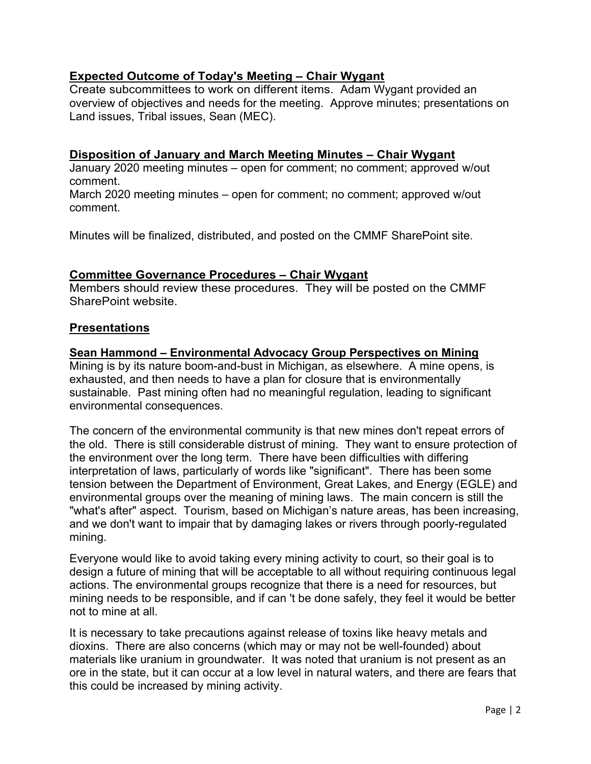**Expected Outcome of Today's Meeting – Chair Wygant**

Create subcommittees to work on different items. Adam Wygant provided an overview of objectives and needs for the meeting. Approve minutes; presentations on Land issues, Tribal issues, Sean (MEC).

**Disposition of January and March Meeting Minutes – Chair Wygant**

January 2020 meeting minutes – open for comment; no comment; approved w/out comment.
March 2020 meeting minutes – open for comment; no comment; approved w/out comment.

Minutes will be finalized, distributed, and posted on the CMMF SharePoint site.

**Committee Governance Procedures – Chair Wygant**

Members should review these procedures. They will be posted on the CMMF SharePoint website.

## Presentations

**Sean Hammond – Environmental Advocacy Group Perspectives on Mining**

Mining is by its nature boom-and-bust in Michigan, as elsewhere. A mine opens, is exhausted, and then needs to have a plan for closure that is environmentally sustainable. Past mining often had no meaningful regulation, leading to significant environmental consequences.

The concern of the environmental community is that new mines don't repeat errors of the old. There is still considerable distrust of mining. They want to ensure protection of the environment over the long term. There have been difficulties with differing interpretation of laws, particularly of words like "significant". There has been some tension between the Department of Environment, Great Lakes, and Energy (EGLE) and environmental groups over the meaning of mining laws. The main concern is still the "what's after" aspect. Tourism, based on Michigan's nature areas, has been increasing, and we don't want to impair that by damaging lakes or rivers through poorly-regulated mining.

Everyone would like to avoid taking every mining activity to court, so their goal is to design a future of mining that will be acceptable to all without requiring continuous legal actions. The environmental groups recognize that there is a need for resources, but mining needs to be responsible, and if can 't be done safely, they feel it would be better not to mine at all.

It is necessary to take precautions against release of toxins like heavy metals and dioxins. There are also concerns (which may or may not be well-founded) about materials like uranium in groundwater. It was noted that uranium is not present as an ore in the state, but it can occur at a low level in natural waters, and there are fears that this could be increased by mining activity.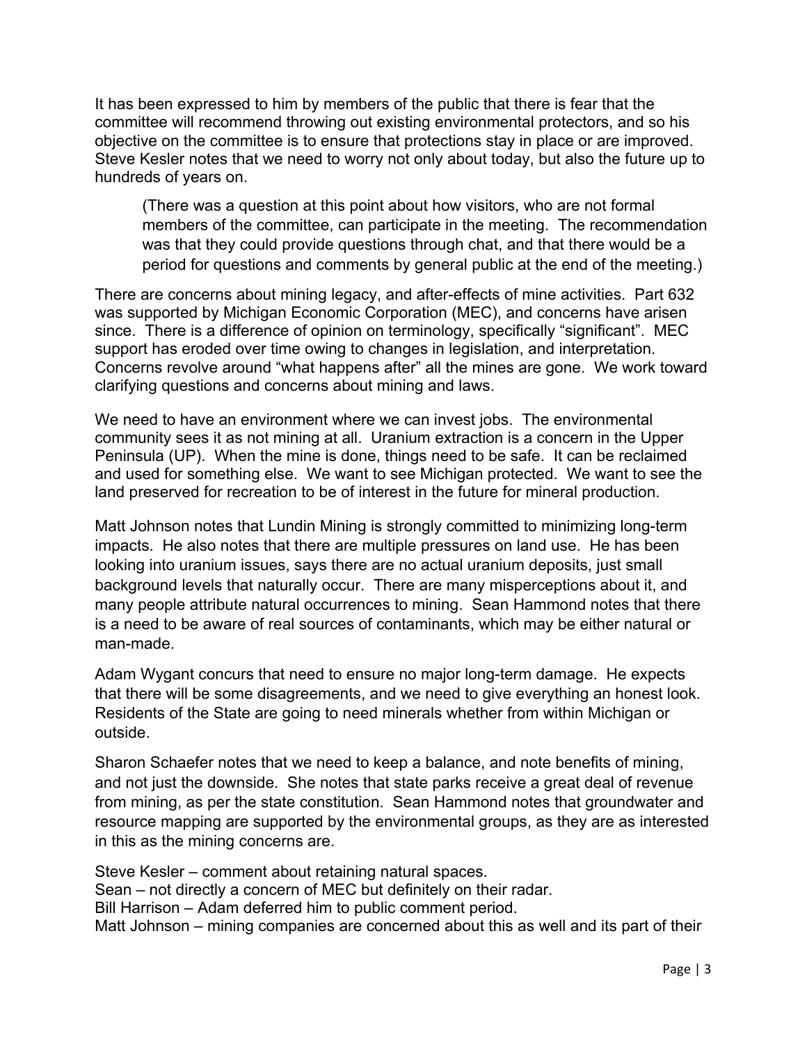It has been expressed to him by members of the public that there is fear that the committee will recommend throwing out existing environmental protectors, and so his objective on the committee is to ensure that protections stay in place or are improved. Steve Kesler notes that we need to worry not only about today, but also the future up to hundreds of years on.

> (There was a question at this point about how visitors, who are not formal members of the committee, can participate in the meeting. The recommendation was that they could provide questions through chat, and that there would be a period for questions and comments by general public at the end of the meeting.)

There are concerns about mining legacy, and after-effects of mine activities. Part 632 was supported by Michigan Economic Corporation (MEC), and concerns have arisen since. There is a difference of opinion on terminology, specifically "significant". MEC support has eroded over time owing to changes in legislation, and interpretation. Concerns revolve around "what happens after" all the mines are gone. We work toward clarifying questions and concerns about mining and laws.

We need to have an environment where we can invest jobs. The environmental community sees it as not mining at all. Uranium extraction is a concern in the Upper Peninsula (UP). When the mine is done, things need to be safe. It can be reclaimed and used for something else. We want to see Michigan protected. We want to see the land preserved for recreation to be of interest in the future for mineral production.

Matt Johnson notes that Lundin Mining is strongly committed to minimizing long-term impacts. He also notes that there are multiple pressures on land use. He has been looking into uranium issues, says there are no actual uranium deposits, just small background levels that naturally occur. There are many misperceptions about it, and many people attribute natural occurrences to mining. Sean Hammond notes that there is a need to be aware of real sources of contaminants, which may be either natural or man-made.

Adam Wygant concurs that need to ensure no major long-term damage. He expects that there will be some disagreements, and we need to give everything an honest look. Residents of the State are going to need minerals whether from within Michigan or outside.

Sharon Schaefer notes that we need to keep a balance, and note benefits of mining, and not just the downside. She notes that state parks receive a great deal of revenue from mining, as per the state constitution. Sean Hammond notes that groundwater and resource mapping are supported by the environmental groups, as they are as interested in this as the mining concerns are.

Steve Kesler – comment about retaining natural spaces.
Sean – not directly a concern of MEC but definitely on their radar.
Bill Harrison – Adam deferred him to public comment period.
Matt Johnson – mining companies are concerned about this as well and its part of their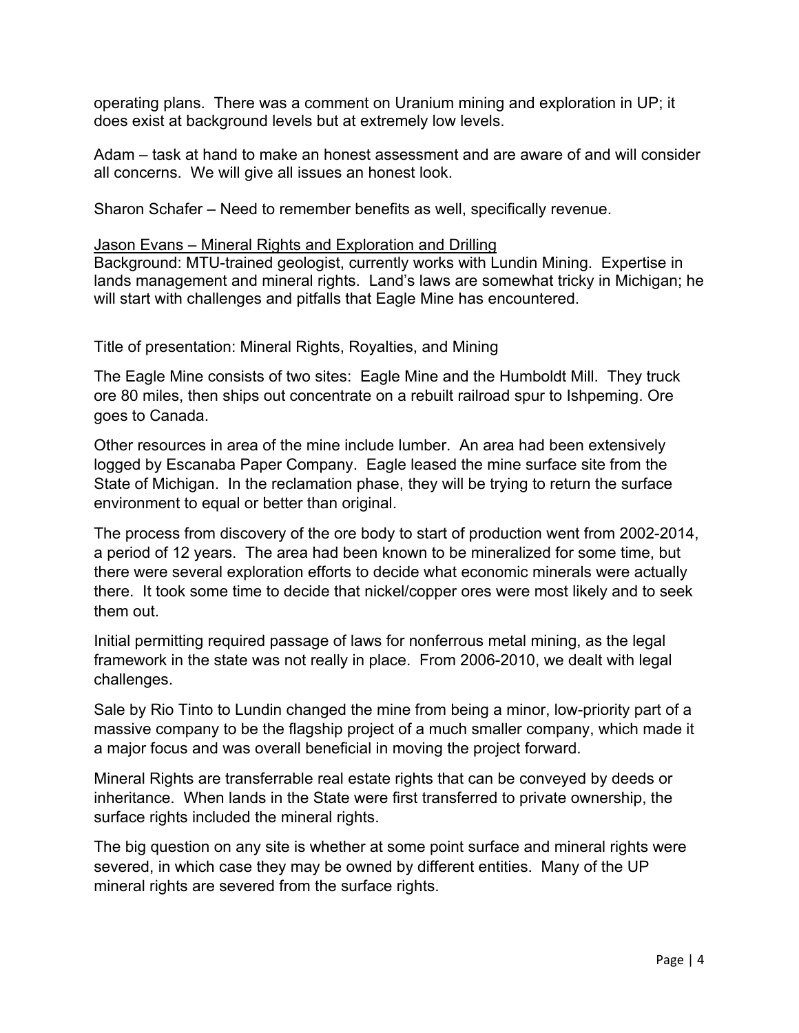operating plans. There was a comment on Uranium mining and exploration in UP; it does exist at background levels but at extremely low levels.

Adam – task at hand to make an honest assessment and are aware of and will consider all concerns. We will give all issues an honest look.

Sharon Schafer – Need to remember benefits as well, specifically revenue.

<u>Jason Evans – Mineral Rights and Exploration and Drilling</u>

Background: MTU-trained geologist, currently works with Lundin Mining. Expertise in lands management and mineral rights. Land's laws are somewhat tricky in Michigan; he will start with challenges and pitfalls that Eagle Mine has encountered.

Title of presentation: Mineral Rights, Royalties, and Mining

The Eagle Mine consists of two sites: Eagle Mine and the Humboldt Mill. They truck ore 80 miles, then ships out concentrate on a rebuilt railroad spur to Ishpeming. Ore goes to Canada.

Other resources in area of the mine include lumber. An area had been extensively logged by Escanaba Paper Company. Eagle leased the mine surface site from the State of Michigan. In the reclamation phase, they will be trying to return the surface environment to equal or better than original.

The process from discovery of the ore body to start of production went from 2002-2014, a period of 12 years. The area had been known to be mineralized for some time, but there were several exploration efforts to decide what economic minerals were actually there. It took some time to decide that nickel/copper ores were most likely and to seek them out.

Initial permitting required passage of laws for nonferrous metal mining, as the legal framework in the state was not really in place. From 2006-2010, we dealt with legal challenges.

Sale by Rio Tinto to Lundin changed the mine from being a minor, low-priority part of a massive company to be the flagship project of a much smaller company, which made it a major focus and was overall beneficial in moving the project forward.

Mineral Rights are transferrable real estate rights that can be conveyed by deeds or inheritance. When lands in the State were first transferred to private ownership, the surface rights included the mineral rights.

The big question on any site is whether at some point surface and mineral rights were severed, in which case they may be owned by different entities. Many of the UP mineral rights are severed from the surface rights.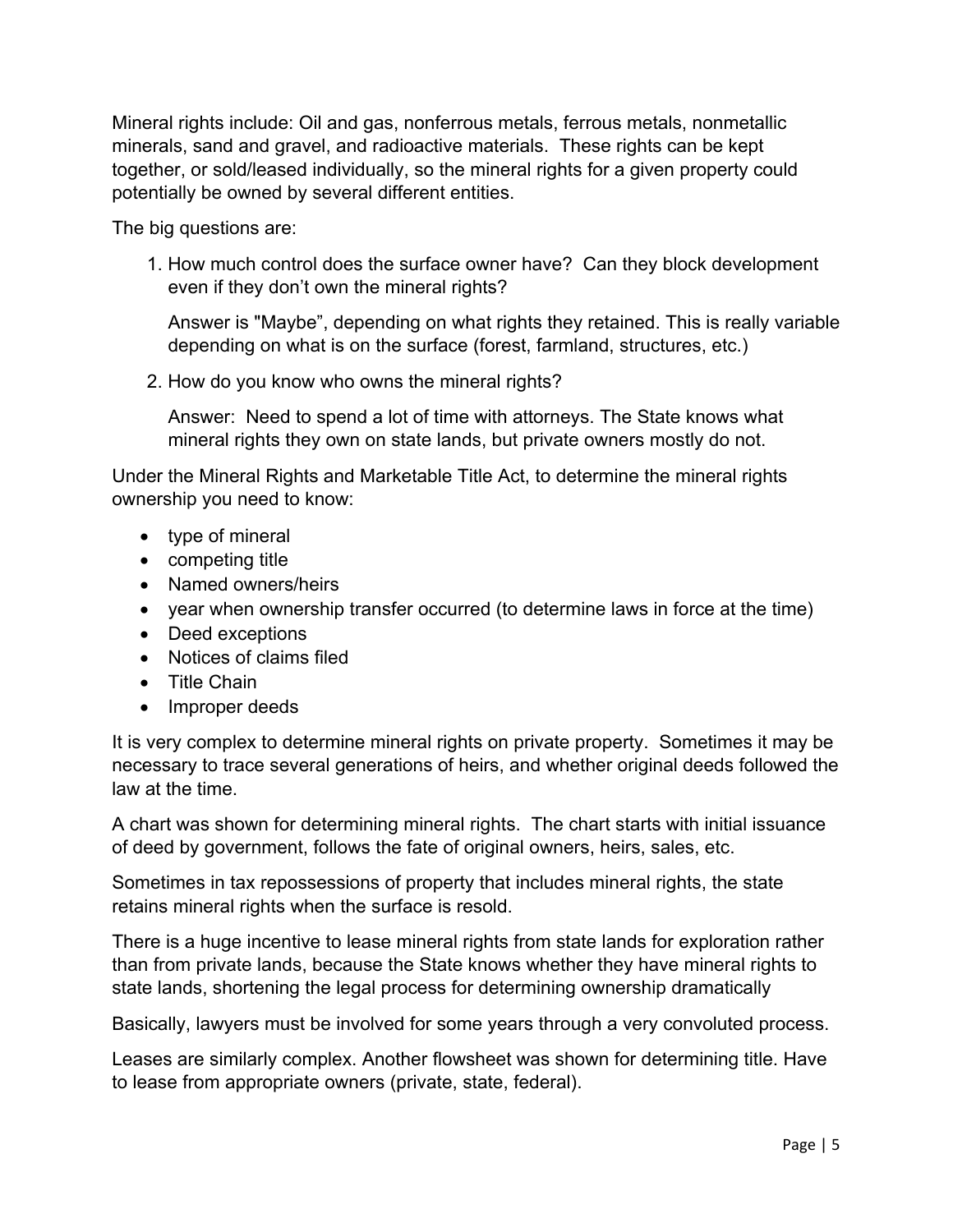Mineral rights include: Oil and gas, nonferrous metals, ferrous metals, nonmetallic minerals, sand and gravel, and radioactive materials. These rights can be kept together, or sold/leased individually, so the mineral rights for a given property could potentially be owned by several different entities.

The big questions are:

1. How much control does the surface owner have? Can they block development even if they don't own the mineral rights?

   Answer is "Maybe", depending on what rights they retained. This is really variable depending on what is on the surface (forest, farmland, structures, etc.)

2. How do you know who owns the mineral rights?

   Answer: Need to spend a lot of time with attorneys. The State knows what mineral rights they own on state lands, but private owners mostly do not.

Under the Mineral Rights and Marketable Title Act, to determine the mineral rights ownership you need to know:

- type of mineral
- competing title
- Named owners/heirs
- year when ownership transfer occurred (to determine laws in force at the time)
- Deed exceptions
- Notices of claims filed
- Title Chain
- Improper deeds

It is very complex to determine mineral rights on private property. Sometimes it may be necessary to trace several generations of heirs, and whether original deeds followed the law at the time.

A chart was shown for determining mineral rights. The chart starts with initial issuance of deed by government, follows the fate of original owners, heirs, sales, etc.

Sometimes in tax repossessions of property that includes mineral rights, the state retains mineral rights when the surface is resold.

There is a huge incentive to lease mineral rights from state lands for exploration rather than from private lands, because the State knows whether they have mineral rights to state lands, shortening the legal process for determining ownership dramatically

Basically, lawyers must be involved for some years through a very convoluted process.

Leases are similarly complex. Another flowsheet was shown for determining title. Have to lease from appropriate owners (private, state, federal).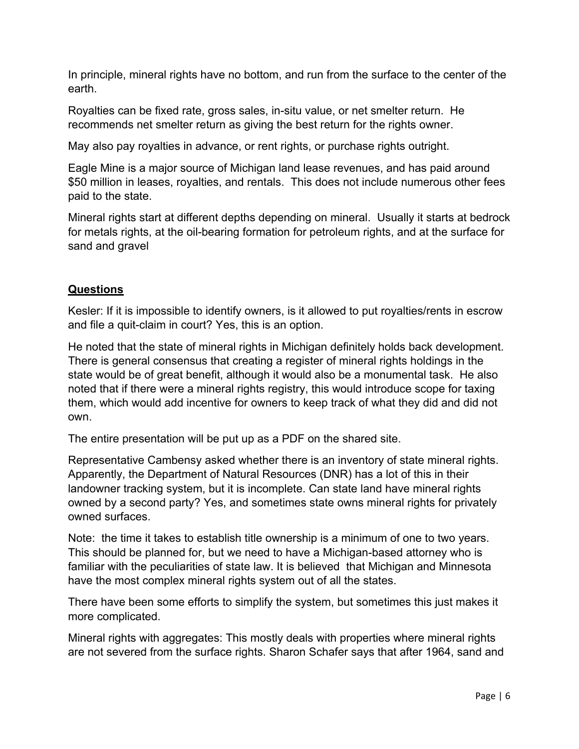In principle, mineral rights have no bottom, and run from the surface to the center of the earth.

Royalties can be fixed rate, gross sales, in-situ value, or net smelter return. He recommends net smelter return as giving the best return for the rights owner.

May also pay royalties in advance, or rent rights, or purchase rights outright.

Eagle Mine is a major source of Michigan land lease revenues, and has paid around $50 million in leases, royalties, and rentals. This does not include numerous other fees paid to the state.

Mineral rights start at different depths depending on mineral. Usually it starts at bedrock for metals rights, at the oil-bearing formation for petroleum rights, and at the surface for sand and gravel

## Questions

Kesler: If it is impossible to identify owners, is it allowed to put royalties/rents in escrow and file a quit-claim in court? Yes, this is an option.

He noted that the state of mineral rights in Michigan definitely holds back development. There is general consensus that creating a register of mineral rights holdings in the state would be of great benefit, although it would also be a monumental task. He also noted that if there were a mineral rights registry, this would introduce scope for taxing them, which would add incentive for owners to keep track of what they did and did not own.

The entire presentation will be put up as a PDF on the shared site.

Representative Cambensy asked whether there is an inventory of state mineral rights. Apparently, the Department of Natural Resources (DNR) has a lot of this in their landowner tracking system, but it is incomplete. Can state land have mineral rights owned by a second party? Yes, and sometimes state owns mineral rights for privately owned surfaces.

Note: the time it takes to establish title ownership is a minimum of one to two years. This should be planned for, but we need to have a Michigan-based attorney who is familiar with the peculiarities of state law. It is believed that Michigan and Minnesota have the most complex mineral rights system out of all the states.

There have been some efforts to simplify the system, but sometimes this just makes it more complicated.

Mineral rights with aggregates: This mostly deals with properties where mineral rights are not severed from the surface rights. Sharon Schafer says that after 1964, sand and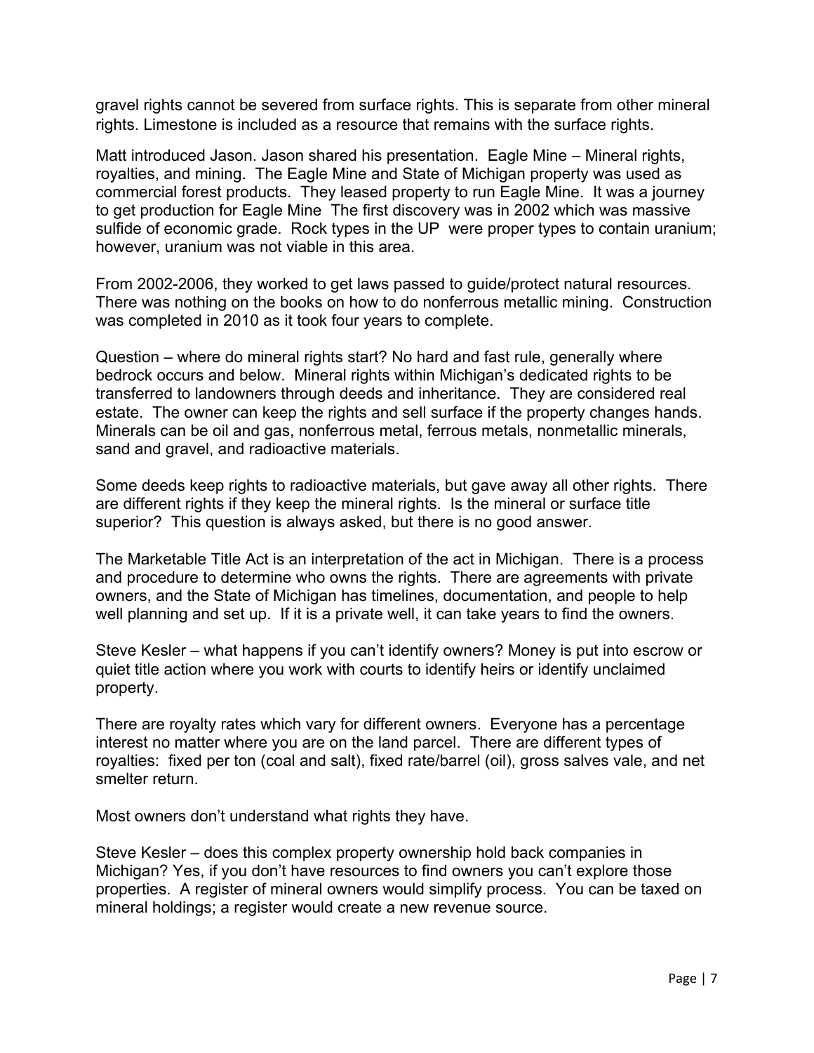gravel rights cannot be severed from surface rights. This is separate from other mineral rights. Limestone is included as a resource that remains with the surface rights.

Matt introduced Jason. Jason shared his presentation. Eagle Mine – Mineral rights, royalties, and mining. The Eagle Mine and State of Michigan property was used as commercial forest products. They leased property to run Eagle Mine. It was a journey to get production for Eagle Mine The first discovery was in 2002 which was massive sulfide of economic grade. Rock types in the UP were proper types to contain uranium; however, uranium was not viable in this area.

From 2002-2006, they worked to get laws passed to guide/protect natural resources. There was nothing on the books on how to do nonferrous metallic mining. Construction was completed in 2010 as it took four years to complete.

Question – where do mineral rights start? No hard and fast rule, generally where bedrock occurs and below. Mineral rights within Michigan's dedicated rights to be transferred to landowners through deeds and inheritance. They are considered real estate. The owner can keep the rights and sell surface if the property changes hands. Minerals can be oil and gas, nonferrous metal, ferrous metals, nonmetallic minerals, sand and gravel, and radioactive materials.

Some deeds keep rights to radioactive materials, but gave away all other rights. There are different rights if they keep the mineral rights. Is the mineral or surface title superior? This question is always asked, but there is no good answer.

The Marketable Title Act is an interpretation of the act in Michigan. There is a process and procedure to determine who owns the rights. There are agreements with private owners, and the State of Michigan has timelines, documentation, and people to help well planning and set up. If it is a private well, it can take years to find the owners.

Steve Kesler – what happens if you can't identify owners? Money is put into escrow or quiet title action where you work with courts to identify heirs or identify unclaimed property.

There are royalty rates which vary for different owners. Everyone has a percentage interest no matter where you are on the land parcel. There are different types of royalties: fixed per ton (coal and salt), fixed rate/barrel (oil), gross salves vale, and net smelter return.

Most owners don't understand what rights they have.

Steve Kesler – does this complex property ownership hold back companies in Michigan? Yes, if you don't have resources to find owners you can't explore those properties. A register of mineral owners would simplify process. You can be taxed on mineral holdings; a register would create a new revenue source.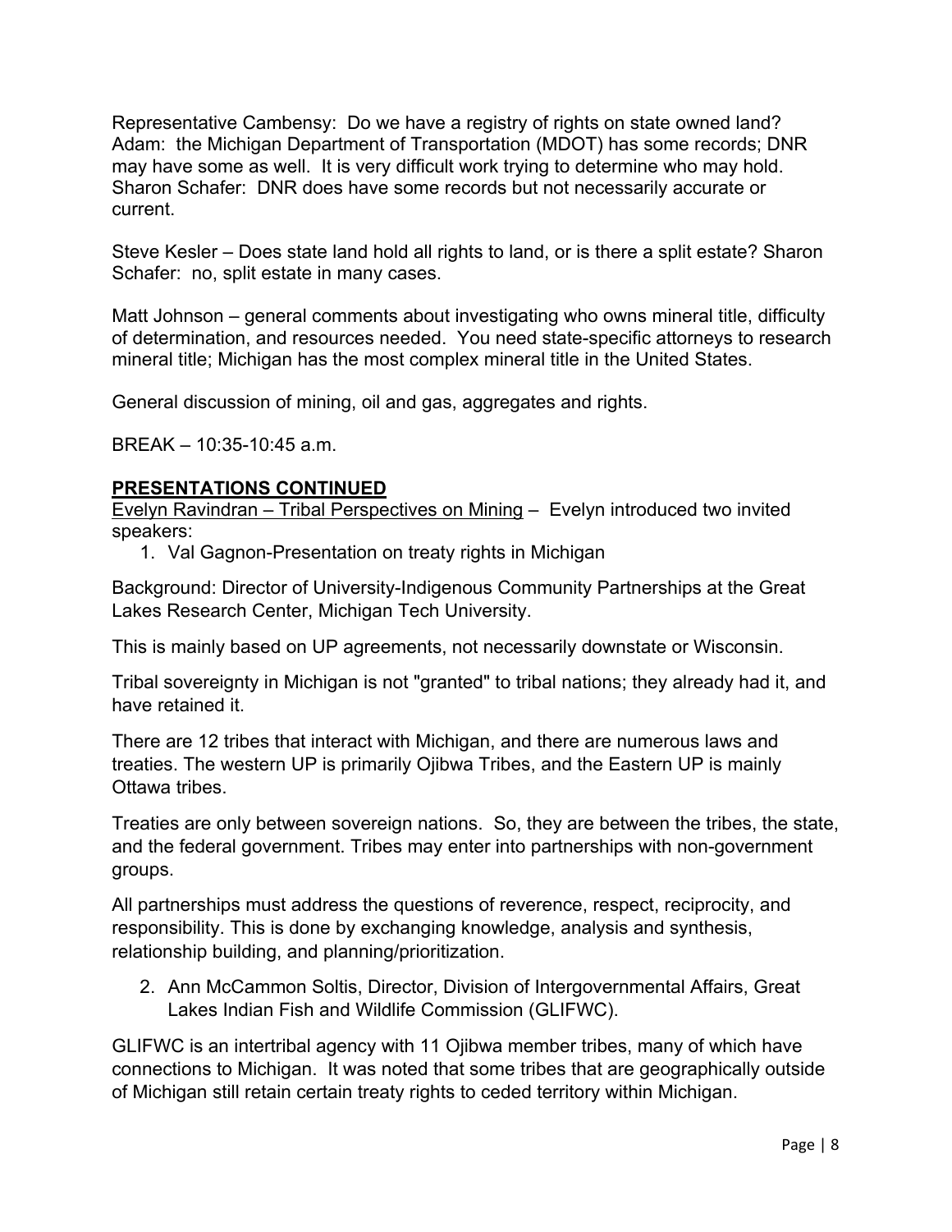Representative Cambensy: Do we have a registry of rights on state owned land? Adam: the Michigan Department of Transportation (MDOT) has some records; DNR may have some as well. It is very difficult work trying to determine who may hold. Sharon Schafer: DNR does have some records but not necessarily accurate or current.

Steve Kesler – Does state land hold all rights to land, or is there a split estate? Sharon Schafer: no, split estate in many cases.

Matt Johnson – general comments about investigating who owns mineral title, difficulty of determination, and resources needed. You need state-specific attorneys to research mineral title; Michigan has the most complex mineral title in the United States.

General discussion of mining, oil and gas, aggregates and rights.

BREAK – 10:35-10:45 a.m.

**PRESENTATIONS CONTINUED**

Evelyn Ravindran – Tribal Perspectives on Mining – Evelyn introduced two invited speakers:

1. Val Gagnon-Presentation on treaty rights in Michigan

Background: Director of University-Indigenous Community Partnerships at the Great Lakes Research Center, Michigan Tech University.

This is mainly based on UP agreements, not necessarily downstate or Wisconsin.

Tribal sovereignty in Michigan is not "granted" to tribal nations; they already had it, and have retained it.

There are 12 tribes that interact with Michigan, and there are numerous laws and treaties. The western UP is primarily Ojibwa Tribes, and the Eastern UP is mainly Ottawa tribes.

Treaties are only between sovereign nations. So, they are between the tribes, the state, and the federal government. Tribes may enter into partnerships with non-government groups.

All partnerships must address the questions of reverence, respect, reciprocity, and responsibility. This is done by exchanging knowledge, analysis and synthesis, relationship building, and planning/prioritization.

2. Ann McCammon Soltis, Director, Division of Intergovernmental Affairs, Great Lakes Indian Fish and Wildlife Commission (GLIFWC).

GLIFWC is an intertribal agency with 11 Ojibwa member tribes, many of which have connections to Michigan. It was noted that some tribes that are geographically outside of Michigan still retain certain treaty rights to ceded territory within Michigan.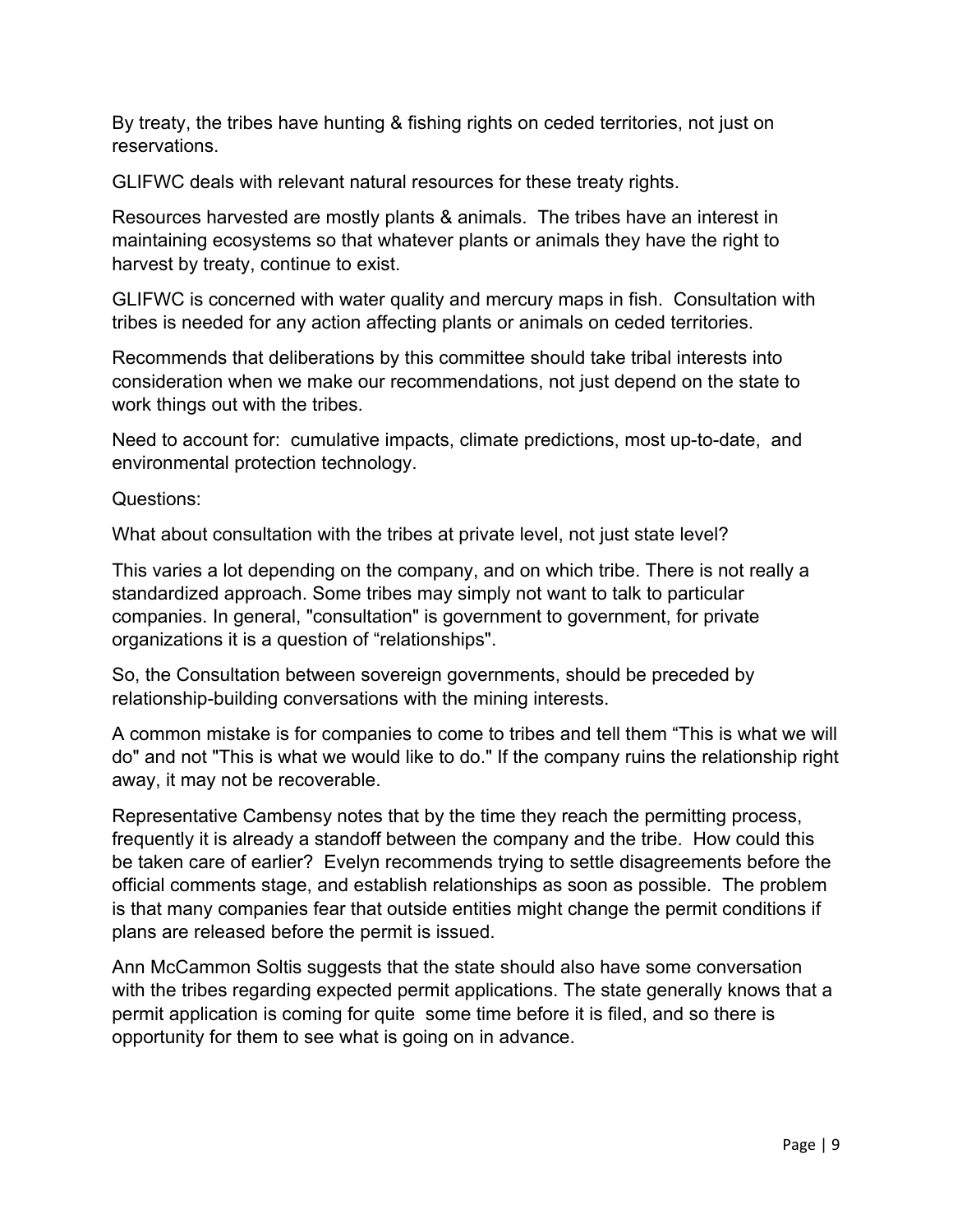By treaty, the tribes have hunting & fishing rights on ceded territories, not just on reservations.

GLIFWC deals with relevant natural resources for these treaty rights.

Resources harvested are mostly plants & animals. The tribes have an interest in maintaining ecosystems so that whatever plants or animals they have the right to harvest by treaty, continue to exist.

GLIFWC is concerned with water quality and mercury maps in fish. Consultation with tribes is needed for any action affecting plants or animals on ceded territories.

Recommends that deliberations by this committee should take tribal interests into consideration when we make our recommendations, not just depend on the state to work things out with the tribes.

Need to account for: cumulative impacts, climate predictions, most up-to-date, and environmental protection technology.

Questions:

What about consultation with the tribes at private level, not just state level?

This varies a lot depending on the company, and on which tribe. There is not really a standardized approach. Some tribes may simply not want to talk to particular companies. In general, "consultation" is government to government, for private organizations it is a question of "relationships".

So, the Consultation between sovereign governments, should be preceded by relationship-building conversations with the mining interests.

A common mistake is for companies to come to tribes and tell them "This is what we will do" and not "This is what we would like to do." If the company ruins the relationship right away, it may not be recoverable.

Representative Cambensy notes that by the time they reach the permitting process, frequently it is already a standoff between the company and the tribe. How could this be taken care of earlier? Evelyn recommends trying to settle disagreements before the official comments stage, and establish relationships as soon as possible. The problem is that many companies fear that outside entities might change the permit conditions if plans are released before the permit is issued.

Ann McCammon Soltis suggests that the state should also have some conversation with the tribes regarding expected permit applications. The state generally knows that a permit application is coming for quite some time before it is filed, and so there is opportunity for them to see what is going on in advance.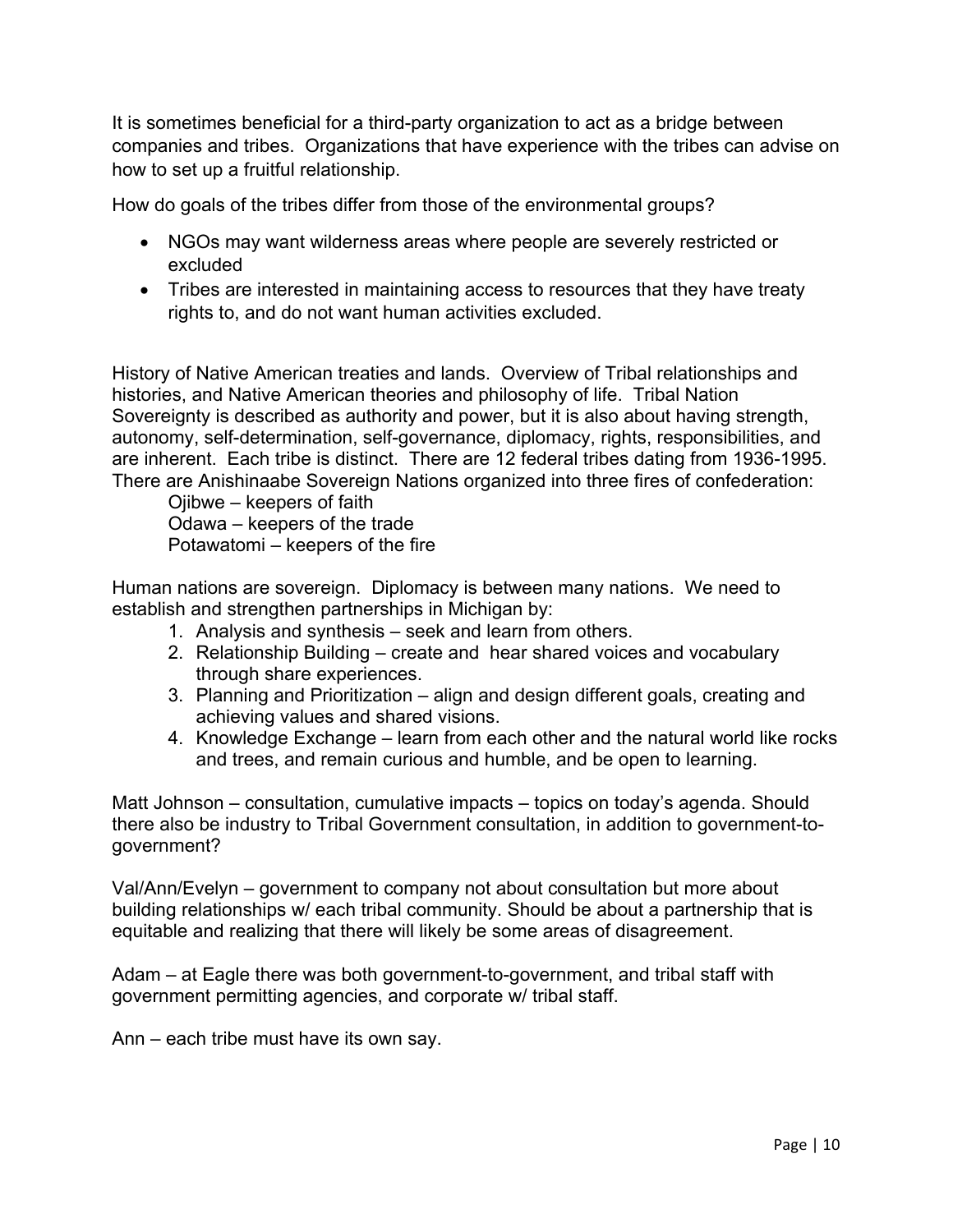It is sometimes beneficial for a third-party organization to act as a bridge between companies and tribes. Organizations that have experience with the tribes can advise on how to set up a fruitful relationship.

How do goals of the tribes differ from those of the environmental groups?

- NGOs may want wilderness areas where people are severely restricted or excluded
- Tribes are interested in maintaining access to resources that they have treaty rights to, and do not want human activities excluded.

History of Native American treaties and lands. Overview of Tribal relationships and histories, and Native American theories and philosophy of life. Tribal Nation Sovereignty is described as authority and power, but it is also about having strength, autonomy, self-determination, self-governance, diplomacy, rights, responsibilities, and are inherent. Each tribe is distinct. There are 12 federal tribes dating from 1936-1995. There are Anishinaabe Sovereign Nations organized into three fires of confederation:

Ojibwe – keepers of faith
Odawa – keepers of the trade
Potawatomi – keepers of the fire

Human nations are sovereign. Diplomacy is between many nations. We need to establish and strengthen partnerships in Michigan by:

1. Analysis and synthesis – seek and learn from others.
2. Relationship Building – create and hear shared voices and vocabulary through share experiences.
3. Planning and Prioritization – align and design different goals, creating and achieving values and shared visions.
4. Knowledge Exchange – learn from each other and the natural world like rocks and trees, and remain curious and humble, and be open to learning.

Matt Johnson – consultation, cumulative impacts – topics on today's agenda. Should there also be industry to Tribal Government consultation, in addition to government-to-government?

Val/Ann/Evelyn – government to company not about consultation but more about building relationships w/ each tribal community. Should be about a partnership that is equitable and realizing that there will likely be some areas of disagreement.

Adam – at Eagle there was both government-to-government, and tribal staff with government permitting agencies, and corporate w/ tribal staff.

Ann – each tribe must have its own say.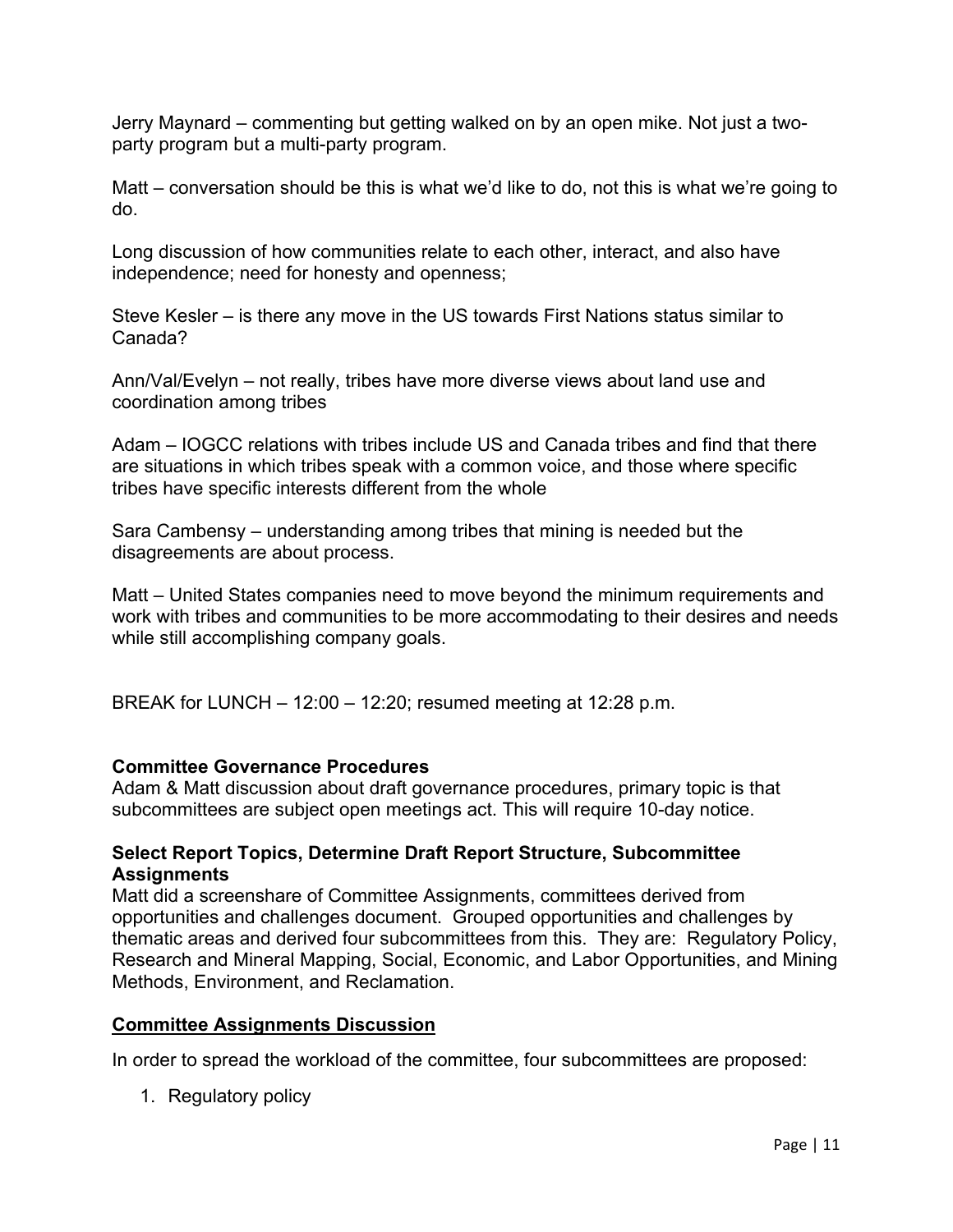Jerry Maynard – commenting but getting walked on by an open mike. Not just a two-party program but a multi-party program.

Matt – conversation should be this is what we'd like to do, not this is what we're going to do.

Long discussion of how communities relate to each other, interact, and also have independence; need for honesty and openness;

Steve Kesler – is there any move in the US towards First Nations status similar to Canada?

Ann/Val/Evelyn – not really, tribes have more diverse views about land use and coordination among tribes

Adam – IOGCC relations with tribes include US and Canada tribes and find that there are situations in which tribes speak with a common voice, and those where specific tribes have specific interests different from the whole

Sara Cambensy – understanding among tribes that mining is needed but the disagreements are about process.

Matt – United States companies need to move beyond the minimum requirements and work with tribes and communities to be more accommodating to their desires and needs while still accomplishing company goals.

BREAK for LUNCH – 12:00 – 12:20; resumed meeting at 12:28 p.m.

**Committee Governance Procedures**

Adam & Matt discussion about draft governance procedures, primary topic is that subcommittees are subject open meetings act. This will require 10-day notice.

**Select Report Topics, Determine Draft Report Structure, Subcommittee Assignments**

Matt did a screenshare of Committee Assignments, committees derived from opportunities and challenges document. Grouped opportunities and challenges by thematic areas and derived four subcommittees from this. They are: Regulatory Policy, Research and Mineral Mapping, Social, Economic, and Labor Opportunities, and Mining Methods, Environment, and Reclamation.

**<u>Committee Assignments Discussion</u>**

In order to spread the workload of the committee, four subcommittees are proposed:

1. Regulatory policy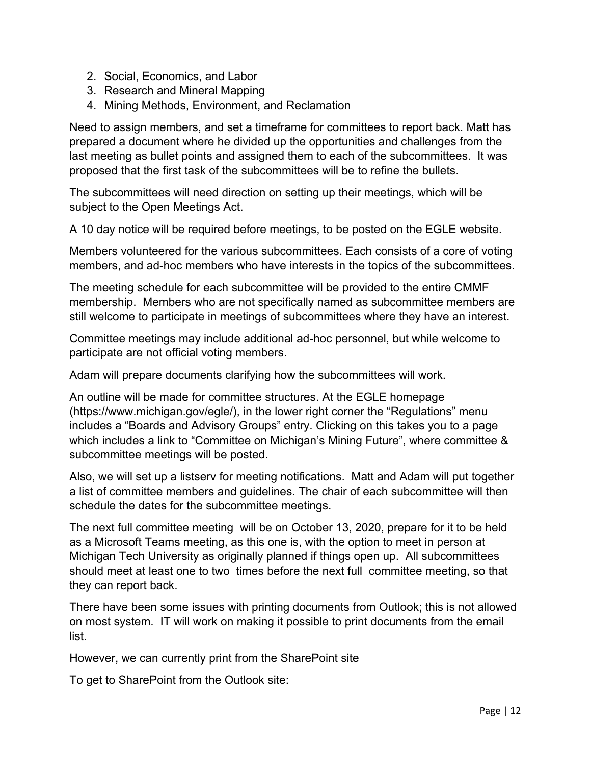2. Social, Economics, and Labor
3. Research and Mineral Mapping
4. Mining Methods, Environment, and Reclamation

Need to assign members, and set a timeframe for committees to report back. Matt has prepared a document where he divided up the opportunities and challenges from the last meeting as bullet points and assigned them to each of the subcommittees. It was proposed that the first task of the subcommittees will be to refine the bullets.

The subcommittees will need direction on setting up their meetings, which will be subject to the Open Meetings Act.

A 10 day notice will be required before meetings, to be posted on the EGLE website.

Members volunteered for the various subcommittees. Each consists of a core of voting members, and ad-hoc members who have interests in the topics of the subcommittees.

The meeting schedule for each subcommittee will be provided to the entire CMMF membership. Members who are not specifically named as subcommittee members are still welcome to participate in meetings of subcommittees where they have an interest.

Committee meetings may include additional ad-hoc personnel, but while welcome to participate are not official voting members.

Adam will prepare documents clarifying how the subcommittees will work.

An outline will be made for committee structures. At the EGLE homepage (https://www.michigan.gov/egle/), in the lower right corner the "Regulations" menu includes a "Boards and Advisory Groups" entry. Clicking on this takes you to a page which includes a link to "Committee on Michigan's Mining Future", where committee & subcommittee meetings will be posted.

Also, we will set up a listserv for meeting notifications. Matt and Adam will put together a list of committee members and guidelines. The chair of each subcommittee will then schedule the dates for the subcommittee meetings.

The next full committee meeting will be on October 13, 2020, prepare for it to be held as a Microsoft Teams meeting, as this one is, with the option to meet in person at Michigan Tech University as originally planned if things open up. All subcommittees should meet at least one to two times before the next full committee meeting, so that they can report back.

There have been some issues with printing documents from Outlook; this is not allowed on most system. IT will work on making it possible to print documents from the email list.

However, we can currently print from the SharePoint site

To get to SharePoint from the Outlook site: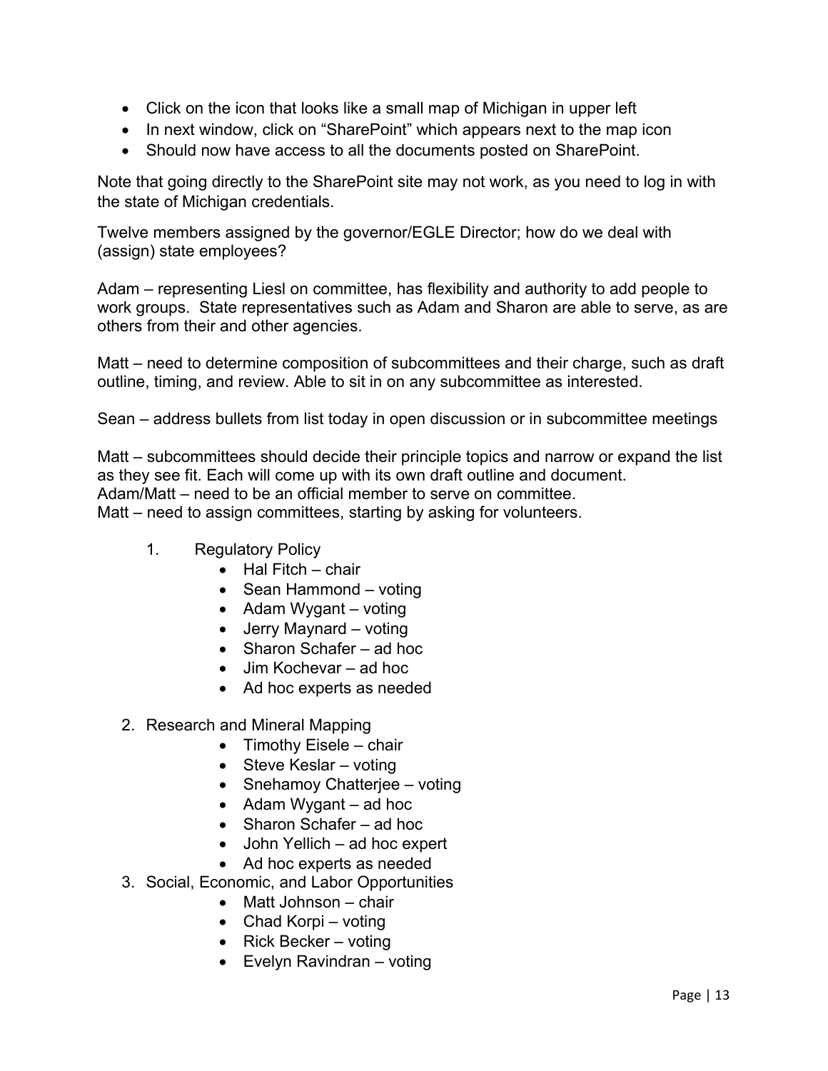- Click on the icon that looks like a small map of Michigan in upper left
- In next window, click on "SharePoint" which appears next to the map icon
- Should now have access to all the documents posted on SharePoint.

Note that going directly to the SharePoint site may not work, as you need to log in with the state of Michigan credentials.

Twelve members assigned by the governor/EGLE Director; how do we deal with (assign) state employees?

Adam – representing Liesl on committee, has flexibility and authority to add people to work groups. State representatives such as Adam and Sharon are able to serve, as are others from their and other agencies.

Matt – need to determine composition of subcommittees and their charge, such as draft outline, timing, and review. Able to sit in on any subcommittee as interested.

Sean – address bullets from list today in open discussion or in subcommittee meetings

Matt – subcommittees should decide their principle topics and narrow or expand the list as they see fit. Each will come up with its own draft outline and document.
Adam/Matt – need to be an official member to serve on committee.
Matt – need to assign committees, starting by asking for volunteers.

1. Regulatory Policy
    - Hal Fitch – chair
    - Sean Hammond – voting
    - Adam Wygant – voting
    - Jerry Maynard – voting
    - Sharon Schafer – ad hoc
    - Jim Kochevar – ad hoc
    - Ad hoc experts as needed
2. Research and Mineral Mapping
    - Timothy Eisele – chair
    - Steve Keslar – voting
    - Snehamoy Chatterjee – voting
    - Adam Wygant – ad hoc
    - Sharon Schafer – ad hoc
    - John Yellich – ad hoc expert
    - Ad hoc experts as needed
3. Social, Economic, and Labor Opportunities
    - Matt Johnson – chair
    - Chad Korpi – voting
    - Rick Becker – voting
    - Evelyn Ravindran – voting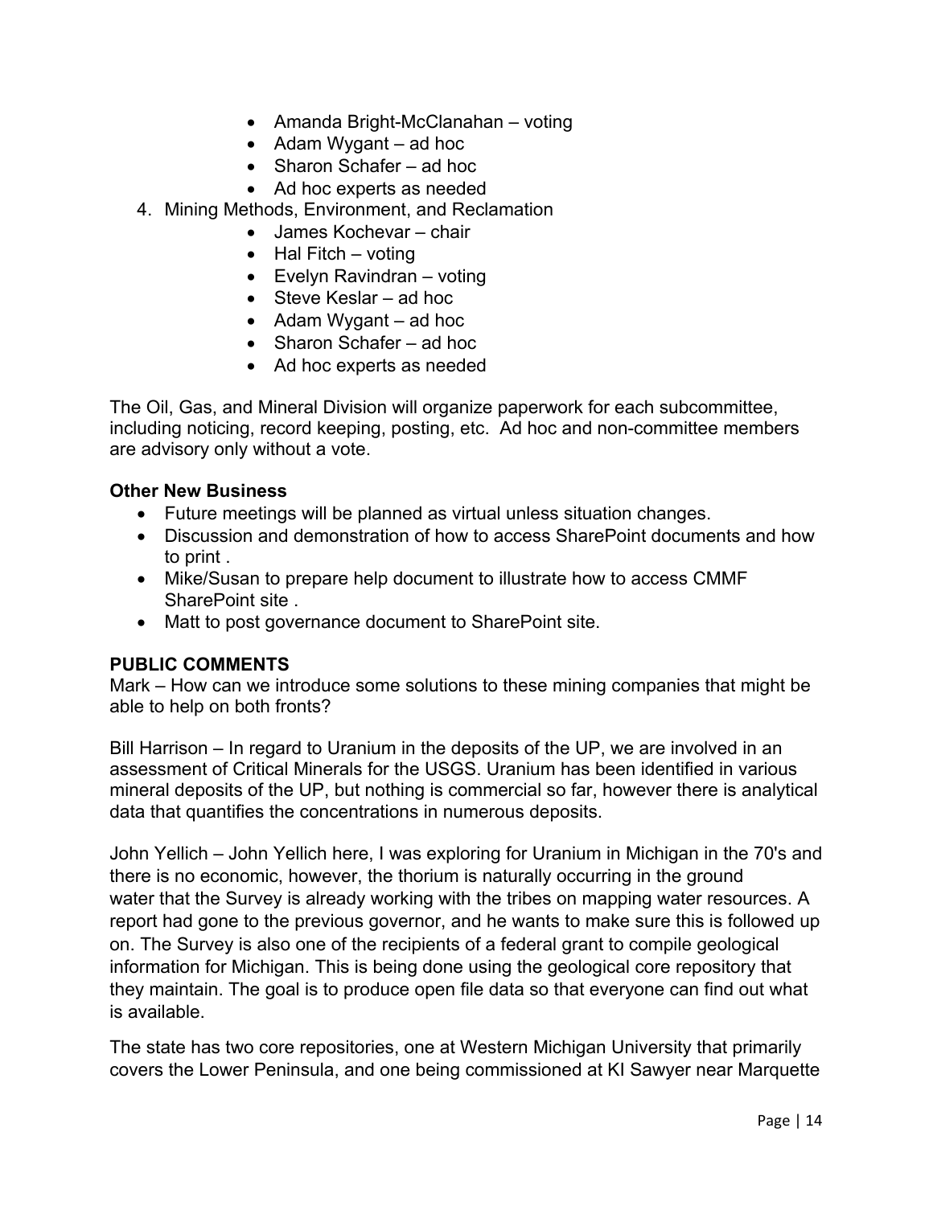- Amanda Bright-McClanahan – voting
    - Adam Wygant – ad hoc
    - Sharon Schafer – ad hoc
    - Ad hoc experts as needed
4. Mining Methods, Environment, and Reclamation
    - James Kochevar – chair
    - Hal Fitch – voting
    - Evelyn Ravindran – voting
    - Steve Keslar – ad hoc
    - Adam Wygant – ad hoc
    - Sharon Schafer – ad hoc
    - Ad hoc experts as needed

The Oil, Gas, and Mineral Division will organize paperwork for each subcommittee, including noticing, record keeping, posting, etc. Ad hoc and non-committee members are advisory only without a vote.

**Other New Business**

- Future meetings will be planned as virtual unless situation changes.
- Discussion and demonstration of how to access SharePoint documents and how to print .
- Mike/Susan to prepare help document to illustrate how to access CMMF SharePoint site .
- Matt to post governance document to SharePoint site.

**PUBLIC COMMENTS**

Mark – How can we introduce some solutions to these mining companies that might be able to help on both fronts?

Bill Harrison – In regard to Uranium in the deposits of the UP, we are involved in an assessment of Critical Minerals for the USGS. Uranium has been identified in various mineral deposits of the UP, but nothing is commercial so far, however there is analytical data that quantifies the concentrations in numerous deposits.

John Yellich – John Yellich here, I was exploring for Uranium in Michigan in the 70's and there is no economic, however, the thorium is naturally occurring in the ground water that the Survey is already working with the tribes on mapping water resources. A report had gone to the previous governor, and he wants to make sure this is followed up on. The Survey is also one of the recipients of a federal grant to compile geological information for Michigan. This is being done using the geological core repository that they maintain. The goal is to produce open file data so that everyone can find out what is available.

The state has two core repositories, one at Western Michigan University that primarily covers the Lower Peninsula, and one being commissioned at KI Sawyer near Marquette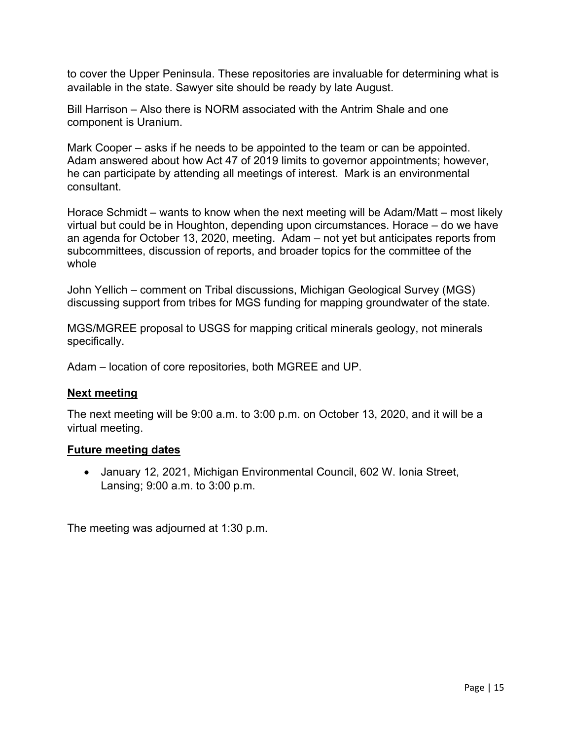to cover the Upper Peninsula. These repositories are invaluable for determining what is available in the state. Sawyer site should be ready by late August.

Bill Harrison – Also there is NORM associated with the Antrim Shale and one component is Uranium.

Mark Cooper – asks if he needs to be appointed to the team or can be appointed. Adam answered about how Act 47 of 2019 limits to governor appointments; however, he can participate by attending all meetings of interest. Mark is an environmental consultant.

Horace Schmidt – wants to know when the next meeting will be Adam/Matt – most likely virtual but could be in Houghton, depending upon circumstances. Horace – do we have an agenda for October 13, 2020, meeting. Adam – not yet but anticipates reports from subcommittees, discussion of reports, and broader topics for the committee of the whole

John Yellich – comment on Tribal discussions, Michigan Geological Survey (MGS) discussing support from tribes for MGS funding for mapping groundwater of the state.

MGS/MGREE proposal to USGS for mapping critical minerals geology, not minerals specifically.

Adam – location of core repositories, both MGREE and UP.

## Next meeting

The next meeting will be 9:00 a.m. to 3:00 p.m. on October 13, 2020, and it will be a virtual meeting.

## Future meeting dates

- January 12, 2021, Michigan Environmental Council, 602 W. Ionia Street, Lansing; 9:00 a.m. to 3:00 p.m.

The meeting was adjourned at 1:30 p.m.